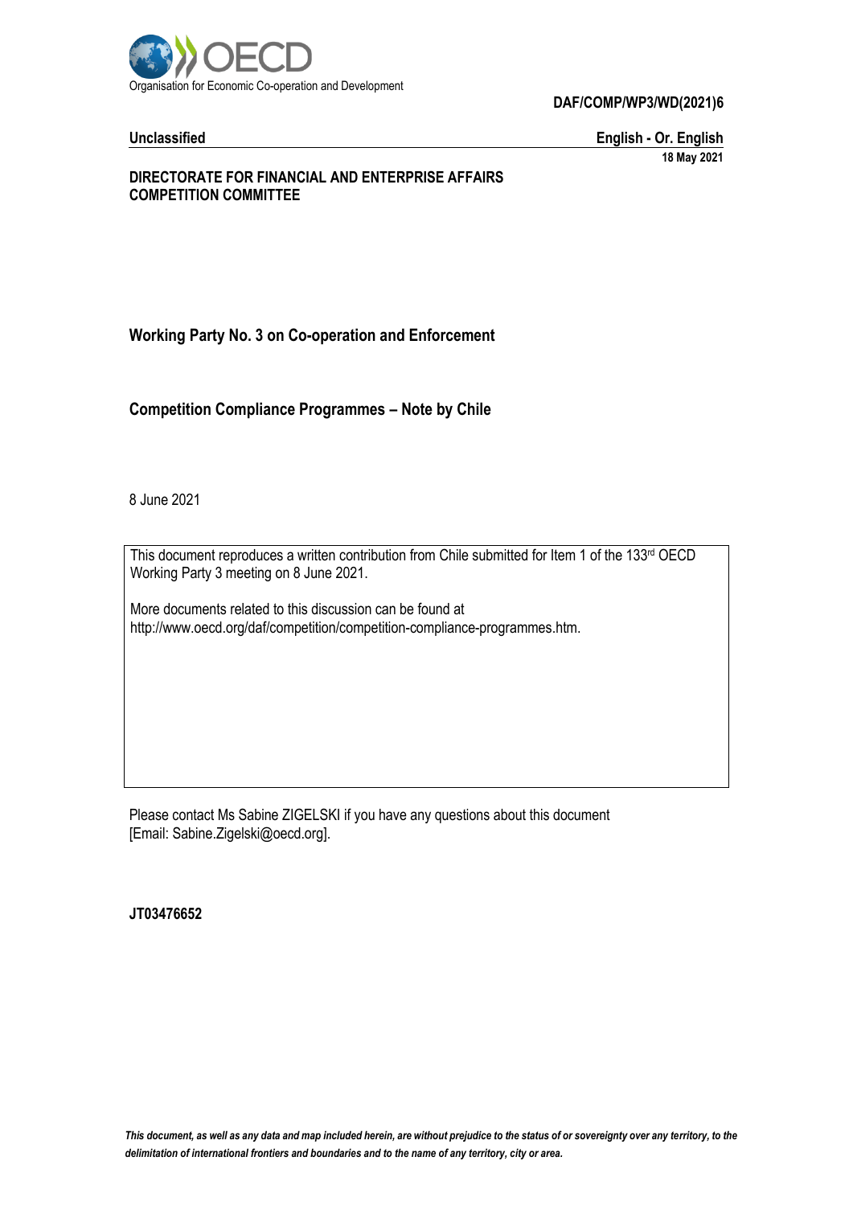Organisation for Economic Co-operation and Development

**DAF/COMP/WP3/WD(2021)6**

**Unclassified** **English - Or. English**

**18 May 2021**

**DIRECTORATE FOR FINANCIAL AND ENTERPRISE AFFAIRS**
**COMPETITION COMMITTEE**

## Working Party No. 3 on Co-operation and Enforcement

## Competition Compliance Programmes – Note by Chile

8 June 2021

This document reproduces a written contribution from Chile submitted for Item 1 of the 133rd OECD Working Party 3 meeting on 8 June 2021.

More documents related to this discussion can be found at http://www.oecd.org/daf/competition/competition-compliance-programmes.htm.

Please contact Ms Sabine ZIGELSKI if you have any questions about this document [Email: Sabine.Zigelski@oecd.org].

**JT03476652**

*This document, as well as any data and map included herein, are without prejudice to the status of or sovereignty over any territory, to the delimitation of international frontiers and boundaries and to the name of any territory, city or area.*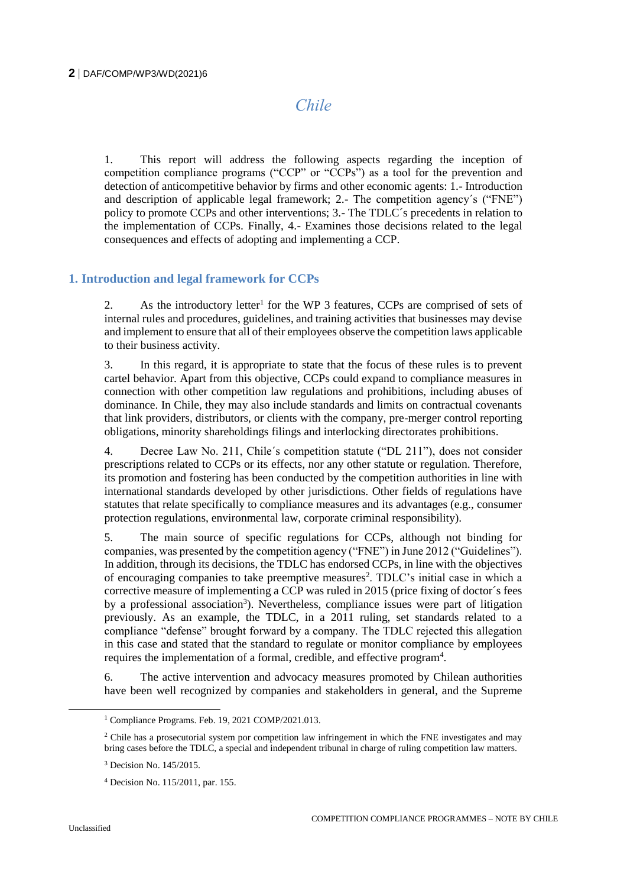# *Chile*

1. This report will address the following aspects regarding the inception of competition compliance programs ("CCP" or "CCPs") as a tool for the prevention and detection of anticompetitive behavior by firms and other economic agents: 1.- Introduction and description of applicable legal framework; 2.- The competition agency´s ("FNE") policy to promote CCPs and other interventions; 3.- The TDLC´s precedents in relation to the implementation of CCPs. Finally, 4.- Examines those decisions related to the legal consequences and effects of adopting and implementing a CCP.

## 1. Introduction and legal framework for CCPs

2. As the introductory letter[1] for the WP 3 features, CCPs are comprised of sets of internal rules and procedures, guidelines, and training activities that businesses may devise and implement to ensure that all of their employees observe the competition laws applicable to their business activity.

3. In this regard, it is appropriate to state that the focus of these rules is to prevent cartel behavior. Apart from this objective, CCPs could expand to compliance measures in connection with other competition law regulations and prohibitions, including abuses of dominance. In Chile, they may also include standards and limits on contractual covenants that link providers, distributors, or clients with the company, pre-merger control reporting obligations, minority shareholdings filings and interlocking directorates prohibitions.

4. Decree Law No. 211, Chile´s competition statute ("DL 211"), does not consider prescriptions related to CCPs or its effects, nor any other statute or regulation. Therefore, its promotion and fostering has been conducted by the competition authorities in line with international standards developed by other jurisdictions. Other fields of regulations have statutes that relate specifically to compliance measures and its advantages (e.g., consumer protection regulations, environmental law, corporate criminal responsibility).

5. The main source of specific regulations for CCPs, although not binding for companies, was presented by the competition agency ("FNE") in June 2012 ("Guidelines"). In addition, through its decisions, the TDLC has endorsed CCPs, in line with the objectives of encouraging companies to take preemptive measures[2]. TDLC's initial case in which a corrective measure of implementing a CCP was ruled in 2015 (price fixing of doctor´s fees by a professional association[3]). Nevertheless, compliance issues were part of litigation previously. As an example, the TDLC, in a 2011 ruling, set standards related to a compliance "defense" brought forward by a company. The TDLC rejected this allegation in this case and stated that the standard to regulate or monitor compliance by employees requires the implementation of a formal, credible, and effective program[4].

6. The active intervention and advocacy measures promoted by Chilean authorities have been well recognized by companies and stakeholders in general, and the Supreme

---

[1] Compliance Programs. Feb. 19, 2021 COMP/2021.013.

[2] Chile has a prosecutorial system por competition law infringement in which the FNE investigates and may bring cases before the TDLC, a special and independent tribunal in charge of ruling competition law matters.

[3] Decision No. 145/2015.

[4] Decision No. 115/2011, par. 155.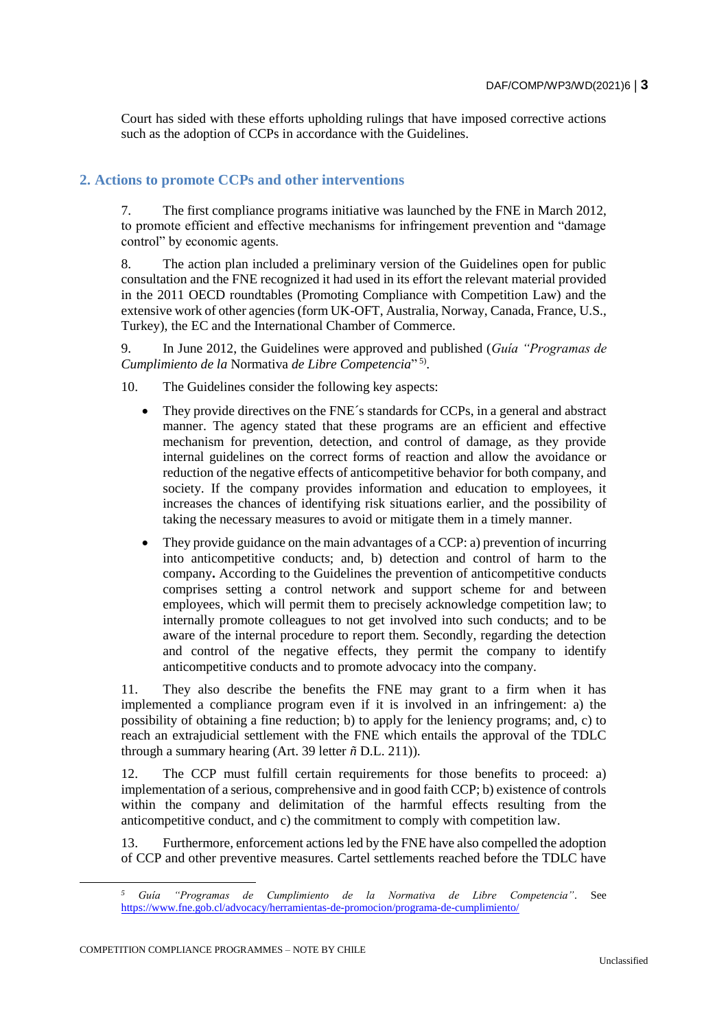Court has sided with these efforts upholding rulings that have imposed corrective actions such as the adoption of CCPs in accordance with the Guidelines.

## 2. Actions to promote CCPs and other interventions

7. The first compliance programs initiative was launched by the FNE in March 2012, to promote efficient and effective mechanisms for infringement prevention and "damage control" by economic agents.

8. The action plan included a preliminary version of the Guidelines open for public consultation and the FNE recognized it had used in its effort the relevant material provided in the 2011 OECD roundtables (Promoting Compliance with Competition Law) and the extensive work of other agencies (form UK-OFT, Australia, Norway, Canada, France, U.S., Turkey), the EC and the International Chamber of Commerce.

9. In June 2012, the Guidelines were approved and published (*Guía "Programas de Cumplimiento de la* Normativa *de Libre Competencia*" [5]).

10. The Guidelines consider the following key aspects:

- They provide directives on the FNE´s standards for CCPs, in a general and abstract manner. The agency stated that these programs are an efficient and effective mechanism for prevention, detection, and control of damage, as they provide internal guidelines on the correct forms of reaction and allow the avoidance or reduction of the negative effects of anticompetitive behavior for both company, and society. If the company provides information and education to employees, it increases the chances of identifying risk situations earlier, and the possibility of taking the necessary measures to avoid or mitigate them in a timely manner.
- They provide guidance on the main advantages of a CCP: a) prevention of incurring into anticompetitive conducts; and, b) detection and control of harm to the company**.** According to the Guidelines the prevention of anticompetitive conducts comprises setting a control network and support scheme for and between employees, which will permit them to precisely acknowledge competition law; to internally promote colleagues to not get involved into such conducts; and to be aware of the internal procedure to report them. Secondly, regarding the detection and control of the negative effects, they permit the company to identify anticompetitive conducts and to promote advocacy into the company.

11. They also describe the benefits the FNE may grant to a firm when it has implemented a compliance program even if it is involved in an infringement: a) the possibility of obtaining a fine reduction; b) to apply for the leniency programs; and, c) to reach an extrajudicial settlement with the FNE which entails the approval of the TDLC through a summary hearing (Art. 39 letter *ñ* D.L. 211)).

12. The CCP must fulfill certain requirements for those benefits to proceed: a) implementation of a serious, comprehensive and in good faith CCP; b) existence of controls within the company and delimitation of the harmful effects resulting from the anticompetitive conduct, and c) the commitment to comply with competition law.

13. Furthermore, enforcement actions led by the FNE have also compelled the adoption of CCP and other preventive measures. Cartel settlements reached before the TDLC have

---

[5] *Guía "Programas de Cumplimiento de la Normativa de Libre Competencia"*. See https://www.fne.gob.cl/advocacy/herramientas-de-promocion/programa-de-cumplimiento/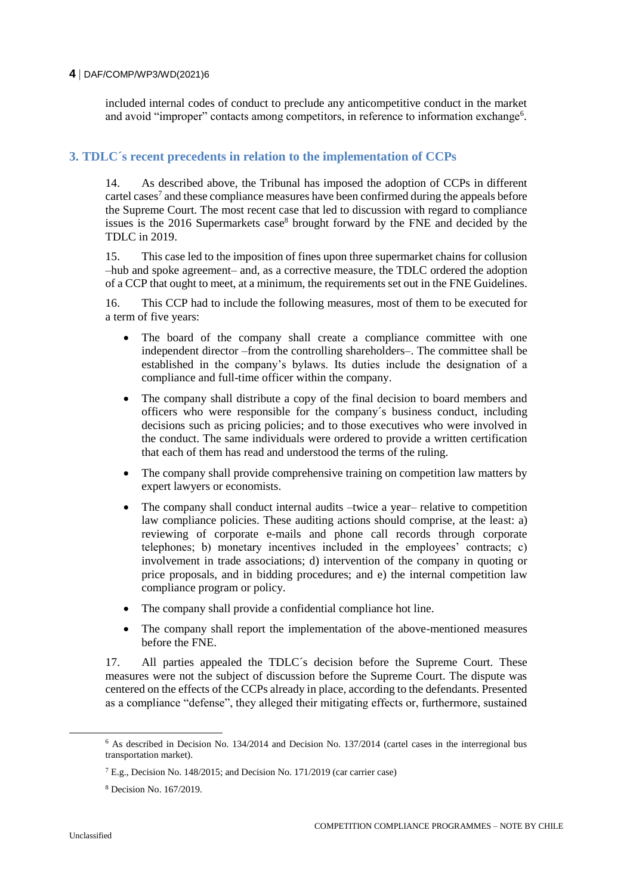included internal codes of conduct to preclude any anticompetitive conduct in the market and avoid "improper" contacts among competitors, in reference to information exchange[6].

## 3. TDLC´s recent precedents in relation to the implementation of CCPs

14. As described above, the Tribunal has imposed the adoption of CCPs in different cartel cases[7] and these compliance measures have been confirmed during the appeals before the Supreme Court. The most recent case that led to discussion with regard to compliance issues is the 2016 Supermarkets case[8] brought forward by the FNE and decided by the TDLC in 2019.

15. This case led to the imposition of fines upon three supermarket chains for collusion –hub and spoke agreement– and, as a corrective measure, the TDLC ordered the adoption of a CCP that ought to meet, at a minimum, the requirements set out in the FNE Guidelines.

16. This CCP had to include the following measures, most of them to be executed for a term of five years:

- The board of the company shall create a compliance committee with one independent director –from the controlling shareholders–. The committee shall be established in the company's bylaws. Its duties include the designation of a compliance and full-time officer within the company.
- The company shall distribute a copy of the final decision to board members and officers who were responsible for the company´s business conduct, including decisions such as pricing policies; and to those executives who were involved in the conduct. The same individuals were ordered to provide a written certification that each of them has read and understood the terms of the ruling.
- The company shall provide comprehensive training on competition law matters by expert lawyers or economists.
- The company shall conduct internal audits –twice a year– relative to competition law compliance policies. These auditing actions should comprise, at the least: a) reviewing of corporate e-mails and phone call records through corporate telephones; b) monetary incentives included in the employees' contracts; c) involvement in trade associations; d) intervention of the company in quoting or price proposals, and in bidding procedures; and e) the internal competition law compliance program or policy.
- The company shall provide a confidential compliance hot line.
- The company shall report the implementation of the above-mentioned measures before the FNE.

17. All parties appealed the TDLC´s decision before the Supreme Court. These measures were not the subject of discussion before the Supreme Court. The dispute was centered on the effects of the CCPs already in place, according to the defendants. Presented as a compliance "defense", they alleged their mitigating effects or, furthermore, sustained

[6] As described in Decision No. 134/2014 and Decision No. 137/2014 (cartel cases in the interregional bus transportation market).

[7] E.g., Decision No. 148/2015; and Decision No. 171/2019 (car carrier case)

[8] Decision No. 167/2019.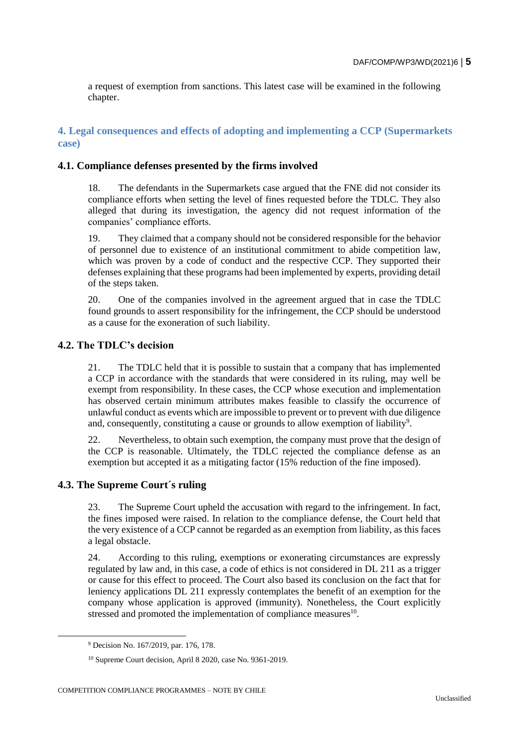a request of exemption from sanctions. This latest case will be examined in the following chapter.

## 4. Legal consequences and effects of adopting and implementing a CCP (Supermarkets case)

### 4.1. Compliance defenses presented by the firms involved

18. The defendants in the Supermarkets case argued that the FNE did not consider its compliance efforts when setting the level of fines requested before the TDLC. They also alleged that during its investigation, the agency did not request information of the companies' compliance efforts.

19. They claimed that a company should not be considered responsible for the behavior of personnel due to existence of an institutional commitment to abide competition law, which was proven by a code of conduct and the respective CCP. They supported their defenses explaining that these programs had been implemented by experts, providing detail of the steps taken.

20. One of the companies involved in the agreement argued that in case the TDLC found grounds to assert responsibility for the infringement, the CCP should be understood as a cause for the exoneration of such liability.

### 4.2. The TDLC's decision

21. The TDLC held that it is possible to sustain that a company that has implemented a CCP in accordance with the standards that were considered in its ruling, may well be exempt from responsibility. In these cases, the CCP whose execution and implementation has observed certain minimum attributes makes feasible to classify the occurrence of unlawful conduct as events which are impossible to prevent or to prevent with due diligence and, consequently, constituting a cause or grounds to allow exemption of liability[9].

22. Nevertheless, to obtain such exemption, the company must prove that the design of the CCP is reasonable. Ultimately, the TDLC rejected the compliance defense as an exemption but accepted it as a mitigating factor (15% reduction of the fine imposed).

### 4.3. The Supreme Court´s ruling

23. The Supreme Court upheld the accusation with regard to the infringement. In fact, the fines imposed were raised. In relation to the compliance defense, the Court held that the very existence of a CCP cannot be regarded as an exemption from liability, as this faces a legal obstacle.

24. According to this ruling, exemptions or exonerating circumstances are expressly regulated by law and, in this case, a code of ethics is not considered in DL 211 as a trigger or cause for this effect to proceed. The Court also based its conclusion on the fact that for leniency applications DL 211 expressly contemplates the benefit of an exemption for the company whose application is approved (immunity). Nonetheless, the Court explicitly stressed and promoted the implementation of compliance measures[10].

---

[9] Decision No. 167/2019, par. 176, 178.

[10] Supreme Court decision, April 8 2020, case No. 9361-2019.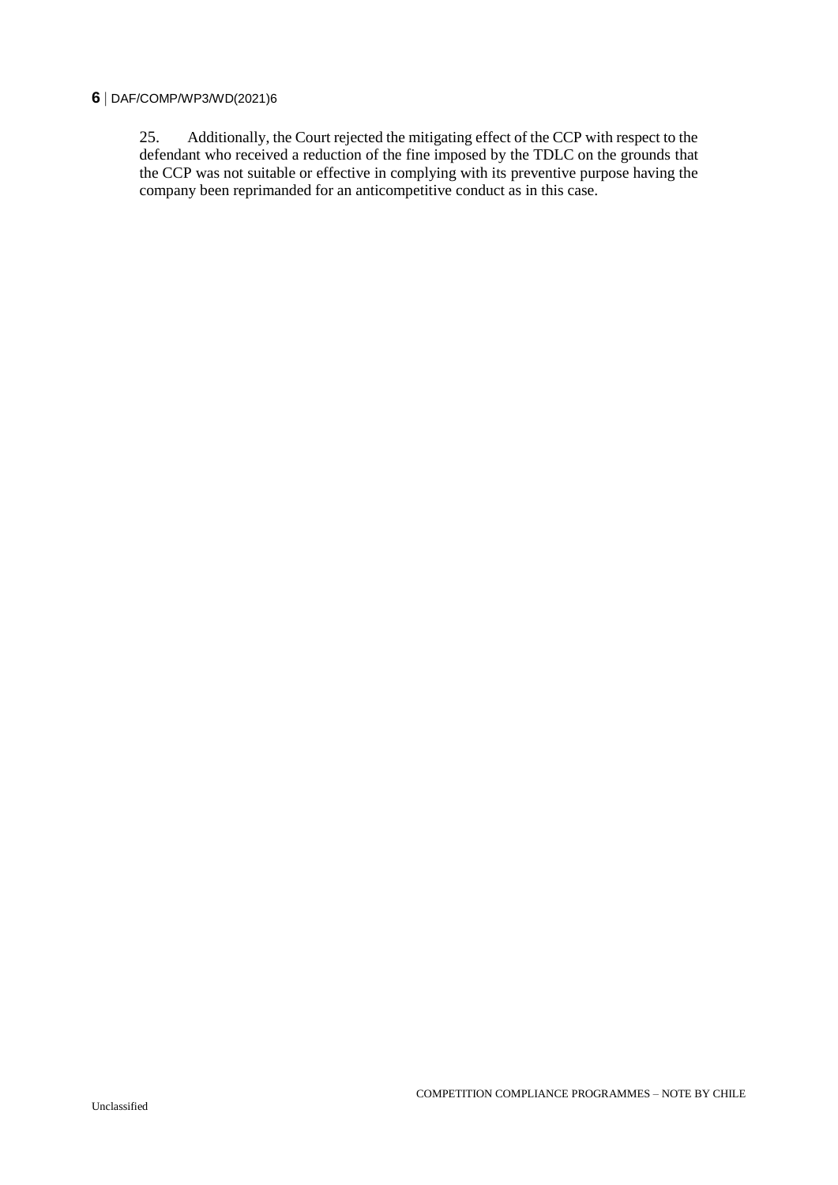25. Additionally, the Court rejected the mitigating effect of the CCP with respect to the defendant who received a reduction of the fine imposed by the TDLC on the grounds that the CCP was not suitable or effective in complying with its preventive purpose having the company been reprimanded for an anticompetitive conduct as in this case.